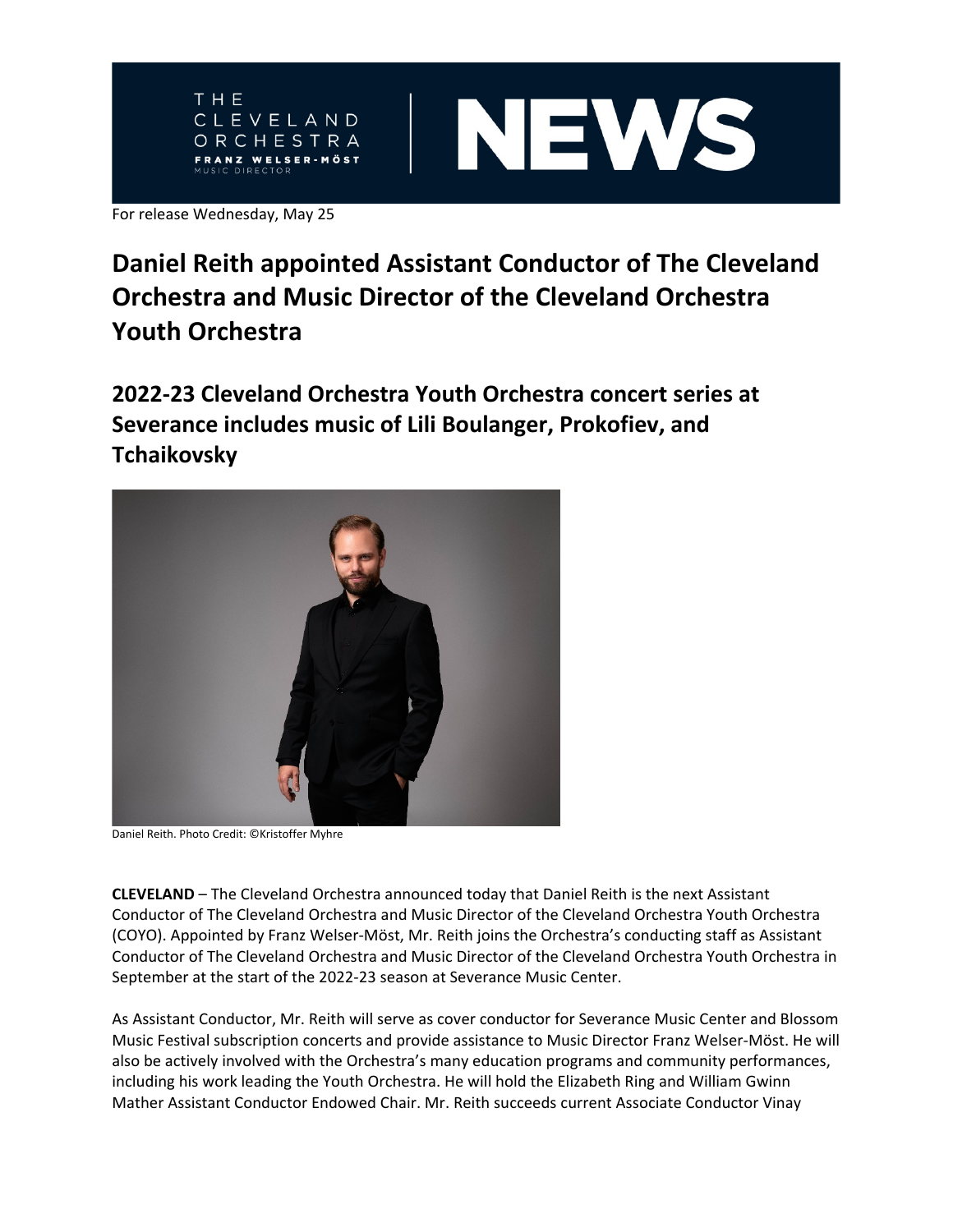For release Wednesday, May 25

# Daniel Reith appointed Assistant Conductor of The Cleveland Orchestra and Music Director of the Cleveland Orchestra Youth Orchestra

## 2022-23 Cleveland Orchestra Youth Orchestra concert series at Severance includes music of Lili Boulanger, Prokofiev, and Tchaikovsky

Daniel Reith. Photo Credit: ©Kristoffer Myhre

**CLEVELAND** – The Cleveland Orchestra announced today that Daniel Reith is the next Assistant Conductor of The Cleveland Orchestra and Music Director of the Cleveland Orchestra Youth Orchestra (COYO). Appointed by Franz Welser-Möst, Mr. Reith joins the Orchestra's conducting staff as Assistant Conductor of The Cleveland Orchestra and Music Director of the Cleveland Orchestra Youth Orchestra in September at the start of the 2022-23 season at Severance Music Center.

As Assistant Conductor, Mr. Reith will serve as cover conductor for Severance Music Center and Blossom Music Festival subscription concerts and provide assistance to Music Director Franz Welser-Möst. He will also be actively involved with the Orchestra's many education programs and community performances, including his work leading the Youth Orchestra. He will hold the Elizabeth Ring and William Gwinn Mather Assistant Conductor Endowed Chair. Mr. Reith succeeds current Associate Conductor Vinay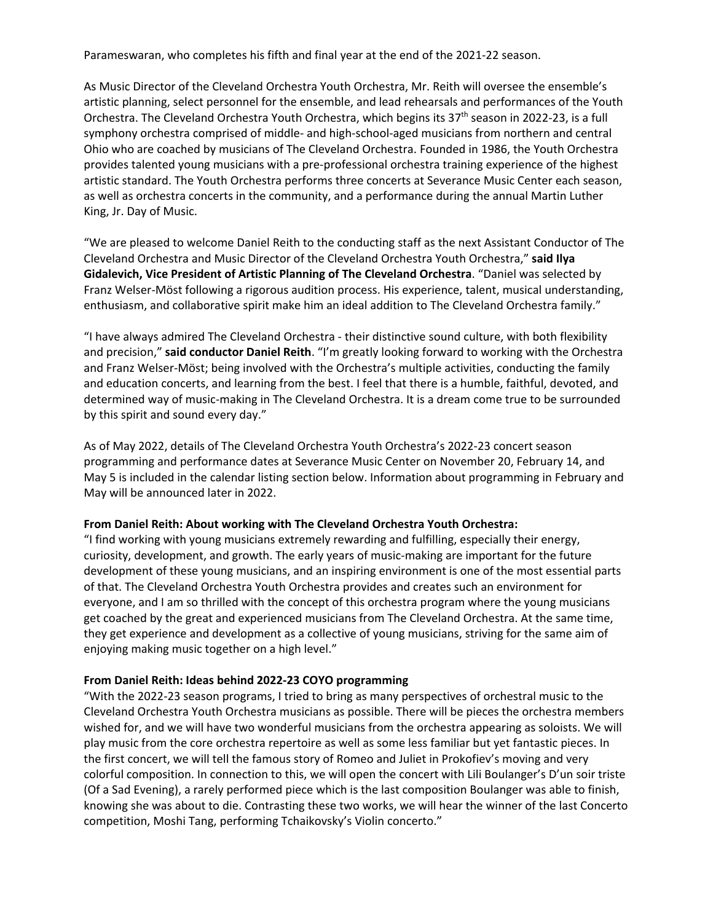Parameswaran, who completes his fifth and final year at the end of the 2021-22 season.

As Music Director of the Cleveland Orchestra Youth Orchestra, Mr. Reith will oversee the ensemble's artistic planning, select personnel for the ensemble, and lead rehearsals and performances of the Youth Orchestra. The Cleveland Orchestra Youth Orchestra, which begins its 37th season in 2022-23, is a full symphony orchestra comprised of middle- and high-school-aged musicians from northern and central Ohio who are coached by musicians of The Cleveland Orchestra. Founded in 1986, the Youth Orchestra provides talented young musicians with a pre-professional orchestra training experience of the highest artistic standard. The Youth Orchestra performs three concerts at Severance Music Center each season, as well as orchestra concerts in the community, and a performance during the annual Martin Luther King, Jr. Day of Music.

"We are pleased to welcome Daniel Reith to the conducting staff as the next Assistant Conductor of The Cleveland Orchestra and Music Director of the Cleveland Orchestra Youth Orchestra," **said Ilya Gidalevich, Vice President of Artistic Planning of The Cleveland Orchestra**. "Daniel was selected by Franz Welser-Möst following a rigorous audition process. His experience, talent, musical understanding, enthusiasm, and collaborative spirit make him an ideal addition to The Cleveland Orchestra family."

"I have always admired The Cleveland Orchestra - their distinctive sound culture, with both flexibility and precision," **said conductor Daniel Reith**. "I'm greatly looking forward to working with the Orchestra and Franz Welser-Möst; being involved with the Orchestra's multiple activities, conducting the family and education concerts, and learning from the best. I feel that there is a humble, faithful, devoted, and determined way of music-making in The Cleveland Orchestra. It is a dream come true to be surrounded by this spirit and sound every day."

As of May 2022, details of The Cleveland Orchestra Youth Orchestra's 2022-23 concert season programming and performance dates at Severance Music Center on November 20, February 14, and May 5 is included in the calendar listing section below. Information about programming in February and May will be announced later in 2022.

**From Daniel Reith: About working with The Cleveland Orchestra Youth Orchestra:**

"I find working with young musicians extremely rewarding and fulfilling, especially their energy, curiosity, development, and growth. The early years of music-making are important for the future development of these young musicians, and an inspiring environment is one of the most essential parts of that. The Cleveland Orchestra Youth Orchestra provides and creates such an environment for everyone, and I am so thrilled with the concept of this orchestra program where the young musicians get coached by the great and experienced musicians from The Cleveland Orchestra. At the same time, they get experience and development as a collective of young musicians, striving for the same aim of enjoying making music together on a high level."

**From Daniel Reith: Ideas behind 2022-23 COYO programming**

"With the 2022-23 season programs, I tried to bring as many perspectives of orchestral music to the Cleveland Orchestra Youth Orchestra musicians as possible. There will be pieces the orchestra members wished for, and we will have two wonderful musicians from the orchestra appearing as soloists. We will play music from the core orchestra repertoire as well as some less familiar but yet fantastic pieces. In the first concert, we will tell the famous story of Romeo and Juliet in Prokofiev's moving and very colorful composition. In connection to this, we will open the concert with Lili Boulanger's D'un soir triste (Of a Sad Evening), a rarely performed piece which is the last composition Boulanger was able to finish, knowing she was about to die. Contrasting these two works, we will hear the winner of the last Concerto competition, Moshi Tang, performing Tchaikovsky's Violin concerto."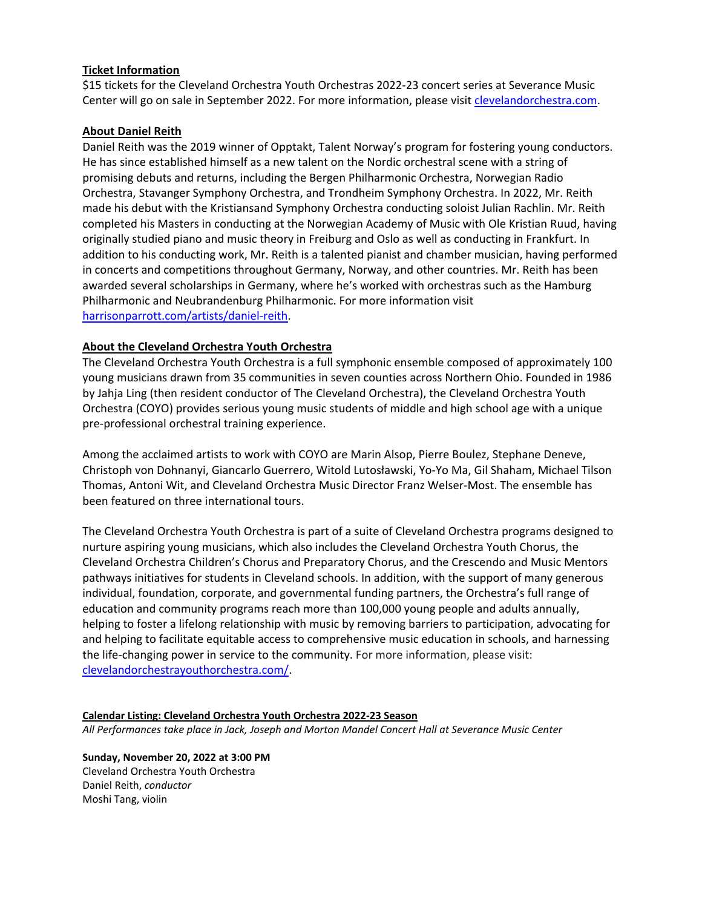**Ticket Information**

$15 tickets for the Cleveland Orchestra Youth Orchestras 2022-23 concert series at Severance Music Center will go on sale in September 2022. For more information, please visit [clevelandorchestra.com](clevelandorchestra.com).

**About Daniel Reith**

Daniel Reith was the 2019 winner of Opptakt, Talent Norway's program for fostering young conductors. He has since established himself as a new talent on the Nordic orchestral scene with a string of promising debuts and returns, including the Bergen Philharmonic Orchestra, Norwegian Radio Orchestra, Stavanger Symphony Orchestra, and Trondheim Symphony Orchestra. In 2022, Mr. Reith made his debut with the Kristiansand Symphony Orchestra conducting soloist Julian Rachlin. Mr. Reith completed his Masters in conducting at the Norwegian Academy of Music with Ole Kristian Ruud, having originally studied piano and music theory in Freiburg and Oslo as well as conducting in Frankfurt. In addition to his conducting work, Mr. Reith is a talented pianist and chamber musician, having performed in concerts and competitions throughout Germany, Norway, and other countries. Mr. Reith has been awarded several scholarships in Germany, where he's worked with orchestras such as the Hamburg Philharmonic and Neubrandenburg Philharmonic. For more information visit [harrisonparrott.com/artists/daniel-reith](harrisonparrott.com/artists/daniel-reith).

**About the Cleveland Orchestra Youth Orchestra**

The Cleveland Orchestra Youth Orchestra is a full symphonic ensemble composed of approximately 100 young musicians drawn from 35 communities in seven counties across Northern Ohio. Founded in 1986 by Jahja Ling (then resident conductor of The Cleveland Orchestra), the Cleveland Orchestra Youth Orchestra (COYO) provides serious young music students of middle and high school age with a unique pre-professional orchestral training experience.

Among the acclaimed artists to work with COYO are Marin Alsop, Pierre Boulez, Stephane Deneve, Christoph von Dohnanyi, Giancarlo Guerrero, Witold Lutosławski, Yo-Yo Ma, Gil Shaham, Michael Tilson Thomas, Antoni Wit, and Cleveland Orchestra Music Director Franz Welser-Most. The ensemble has been featured on three international tours.

The Cleveland Orchestra Youth Orchestra is part of a suite of Cleveland Orchestra programs designed to nurture aspiring young musicians, which also includes the Cleveland Orchestra Youth Chorus, the Cleveland Orchestra Children's Chorus and Preparatory Chorus, and the Crescendo and Music Mentors pathways initiatives for students in Cleveland schools. In addition, with the support of many generous individual, foundation, corporate, and governmental funding partners, the Orchestra's full range of education and community programs reach more than 100,000 young people and adults annually, helping to foster a lifelong relationship with music by removing barriers to participation, advocating for and helping to facilitate equitable access to comprehensive music education in schools, and harnessing the life-changing power in service to the community. For more information, please visit: [clevelandorchestrayouthorchestra.com/](clevelandorchestrayouthorchestra.com/).

**Calendar Listing: Cleveland Orchestra Youth Orchestra 2022-23 Season**

*All Performances take place in Jack, Joseph and Morton Mandel Concert Hall at Severance Music Center*

**Sunday, November 20, 2022 at 3:00 PM**
Cleveland Orchestra Youth Orchestra
Daniel Reith, *conductor*
Moshi Tang, violin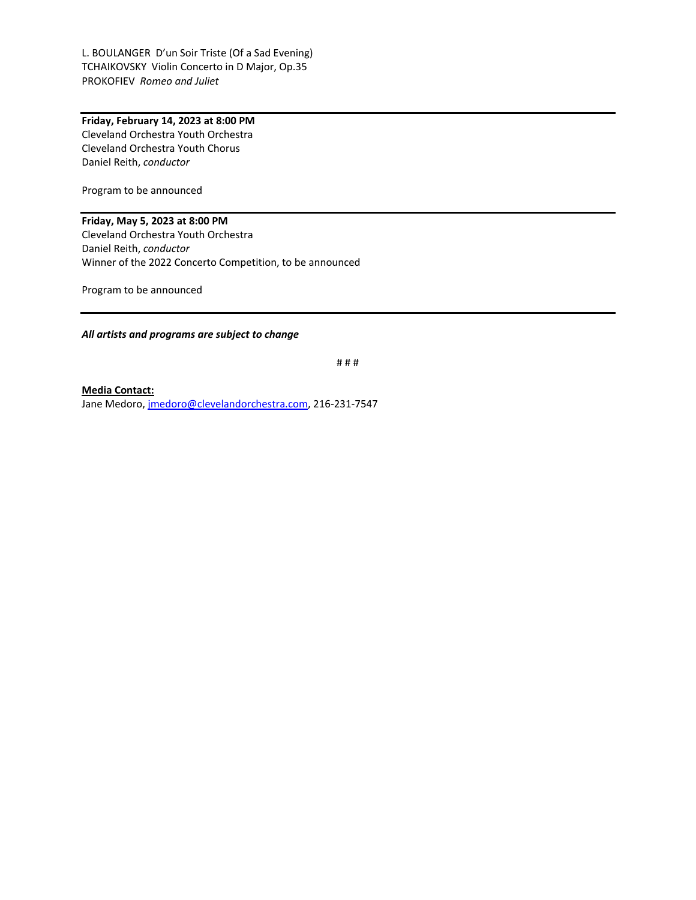L. BOULANGER  D'un Soir Triste (Of a Sad Evening)
TCHAIKOVSKY  Violin Concerto in D Major, Op.35
PROKOFIEV  *Romeo and Juliet*

---

**Friday, February 14, 2023 at 8:00 PM**
Cleveland Orchestra Youth Orchestra
Cleveland Orchestra Youth Chorus
Daniel Reith, *conductor*

Program to be announced

---

**Friday, May 5, 2023 at 8:00 PM**
Cleveland Orchestra Youth Orchestra
Daniel Reith, *conductor*
Winner of the 2022 Concerto Competition, to be announced

Program to be announced

---

***All artists and programs are subject to change***

# # #

**Media Contact:**
Jane Medoro, jmedoro@clevelandorchestra.com, 216-231-7547